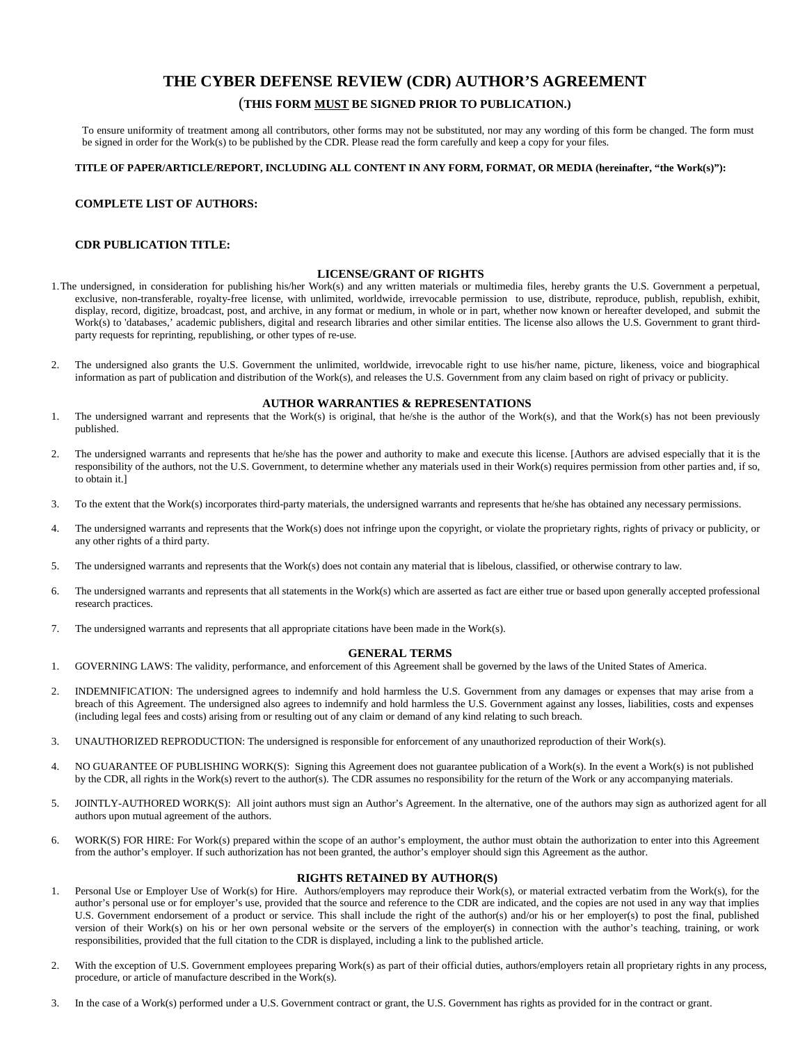# THE CYBER DEFENSE REVIEW (CDR) AUTHOR'S AGREEMENT

(**THIS FORM <u>MUST</u> BE SIGNED PRIOR TO PUBLICATION.)**

To ensure uniformity of treatment among all contributors, other forms may not be substituted, nor may any wording of this form be changed. The form must be signed in order for the Work(s) to be published by the CDR. Please read the form carefully and keep a copy for your files.

**TITLE OF PAPER/ARTICLE/REPORT, INCLUDING ALL CONTENT IN ANY FORM, FORMAT, OR MEDIA (hereinafter, "the Work(s)"):**

**COMPLETE LIST OF AUTHORS:**

**CDR PUBLICATION TITLE:**

## LICENSE/GRANT OF RIGHTS

1. The undersigned, in consideration for publishing his/her Work(s) and any written materials or multimedia files, hereby grants the U.S. Government a perpetual, exclusive, non-transferable, royalty-free license, with unlimited, worldwide, irrevocable permission to use, distribute, reproduce, publish, republish, exhibit, display, record, digitize, broadcast, post, and archive, in any format or medium, in whole or in part, whether now known or hereafter developed, and submit the Work(s) to 'databases,' academic publishers, digital and research libraries and other similar entities. The license also allows the U.S. Government to grant third-party requests for reprinting, republishing, or other types of re-use.

2. The undersigned also grants the U.S. Government the unlimited, worldwide, irrevocable right to use his/her name, picture, likeness, voice and biographical information as part of publication and distribution of the Work(s), and releases the U.S. Government from any claim based on right of privacy or publicity.

## AUTHOR WARRANTIES & REPRESENTATIONS

1. The undersigned warrant and represents that the Work(s) is original, that he/she is the author of the Work(s), and that the Work(s) has not been previously published.

2. The undersigned warrants and represents that he/she has the power and authority to make and execute this license. [Authors are advised especially that it is the responsibility of the authors, not the U.S. Government, to determine whether any materials used in their Work(s) requires permission from other parties and, if so, to obtain it.]

3. To the extent that the Work(s) incorporates third-party materials, the undersigned warrants and represents that he/she has obtained any necessary permissions.

4. The undersigned warrants and represents that the Work(s) does not infringe upon the copyright, or violate the proprietary rights, rights of privacy or publicity, or any other rights of a third party.

5. The undersigned warrants and represents that the Work(s) does not contain any material that is libelous, classified, or otherwise contrary to law.

6. The undersigned warrants and represents that all statements in the Work(s) which are asserted as fact are either true or based upon generally accepted professional research practices.

7. The undersigned warrants and represents that all appropriate citations have been made in the Work(s).

## GENERAL TERMS

1. GOVERNING LAWS: The validity, performance, and enforcement of this Agreement shall be governed by the laws of the United States of America.

2. INDEMNIFICATION: The undersigned agrees to indemnify and hold harmless the U.S. Government from any damages or expenses that may arise from a breach of this Agreement. The undersigned also agrees to indemnify and hold harmless the U.S. Government against any losses, liabilities, costs and expenses (including legal fees and costs) arising from or resulting out of any claim or demand of any kind relating to such breach.

3. UNAUTHORIZED REPRODUCTION: The undersigned is responsible for enforcement of any unauthorized reproduction of their Work(s).

4. NO GUARANTEE OF PUBLISHING WORK(S): Signing this Agreement does not guarantee publication of a Work(s). In the event a Work(s) is not published by the CDR, all rights in the Work(s) revert to the author(s). The CDR assumes no responsibility for the return of the Work or any accompanying materials.

5. JOINTLY-AUTHORED WORK(S): All joint authors must sign an Author's Agreement. In the alternative, one of the authors may sign as authorized agent for all authors upon mutual agreement of the authors.

6. WORK(S) FOR HIRE: For Work(s) prepared within the scope of an author's employment, the author must obtain the authorization to enter into this Agreement from the author's employer. If such authorization has not been granted, the author's employer should sign this Agreement as the author.

## RIGHTS RETAINED BY AUTHOR(S)

1. Personal Use or Employer Use of Work(s) for Hire. Authors/employers may reproduce their Work(s), or material extracted verbatim from the Work(s), for the author's personal use or for employer's use, provided that the source and reference to the CDR are indicated, and the copies are not used in any way that implies U.S. Government endorsement of a product or service. This shall include the right of the author(s) and/or his or her employer(s) to post the final, published version of their Work(s) on his or her own personal website or the servers of the employer(s) in connection with the author's teaching, training, or work responsibilities, provided that the full citation to the CDR is displayed, including a link to the published article.

2. With the exception of U.S. Government employees preparing Work(s) as part of their official duties, authors/employers retain all proprietary rights in any process, procedure, or article of manufacture described in the Work(s).

3. In the case of a Work(s) performed under a U.S. Government contract or grant, the U.S. Government has rights as provided for in the contract or grant.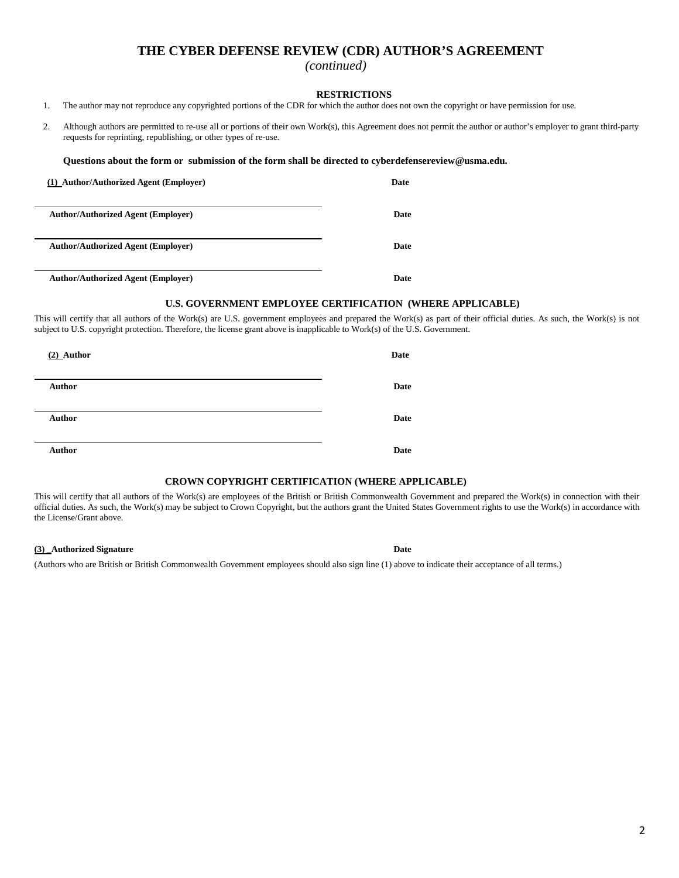# THE CYBER DEFENSE REVIEW (CDR) AUTHOR'S AGREEMENT

*(continued)*

### RESTRICTIONS

1. The author may not reproduce any copyrighted portions of the CDR for which the author does not own the copyright or have permission for use.
2. Although authors are permitted to re-use all or portions of their own Work(s), this Agreement does not permit the author or author's employer to grant third-party requests for reprinting, republishing, or other types of re-use.

**Questions about the form or submission of the form shall be directed to cyberdefensereview@usma.edu.**

**(1) Author/Authorized Agent (Employer)** **Date**

**Author/Authorized Agent (Employer)** **Date**

**Author/Authorized Agent (Employer)** **Date**

**Author/Authorized Agent (Employer)** **Date**

### U.S. GOVERNMENT EMPLOYEE CERTIFICATION (WHERE APPLICABLE)

This will certify that all authors of the Work(s) are U.S. government employees and prepared the Work(s) as part of their official duties. As such, the Work(s) is not subject to U.S. copyright protection. Therefore, the license grant above is inapplicable to Work(s) of the U.S. Government.

**(2) Author** **Date**

**Author** **Date**

**Author** **Date**

**Author** **Date**

### CROWN COPYRIGHT CERTIFICATION (WHERE APPLICABLE)

This will certify that all authors of the Work(s) are employees of the British or British Commonwealth Government and prepared the Work(s) in connection with their official duties. As such, the Work(s) may be subject to Crown Copyright, but the authors grant the United States Government rights to use the Work(s) in accordance with the License/Grant above.

**(3) Authorized Signature** **Date**

(Authors who are British or British Commonwealth Government employees should also sign line (1) above to indicate their acceptance of all terms.)